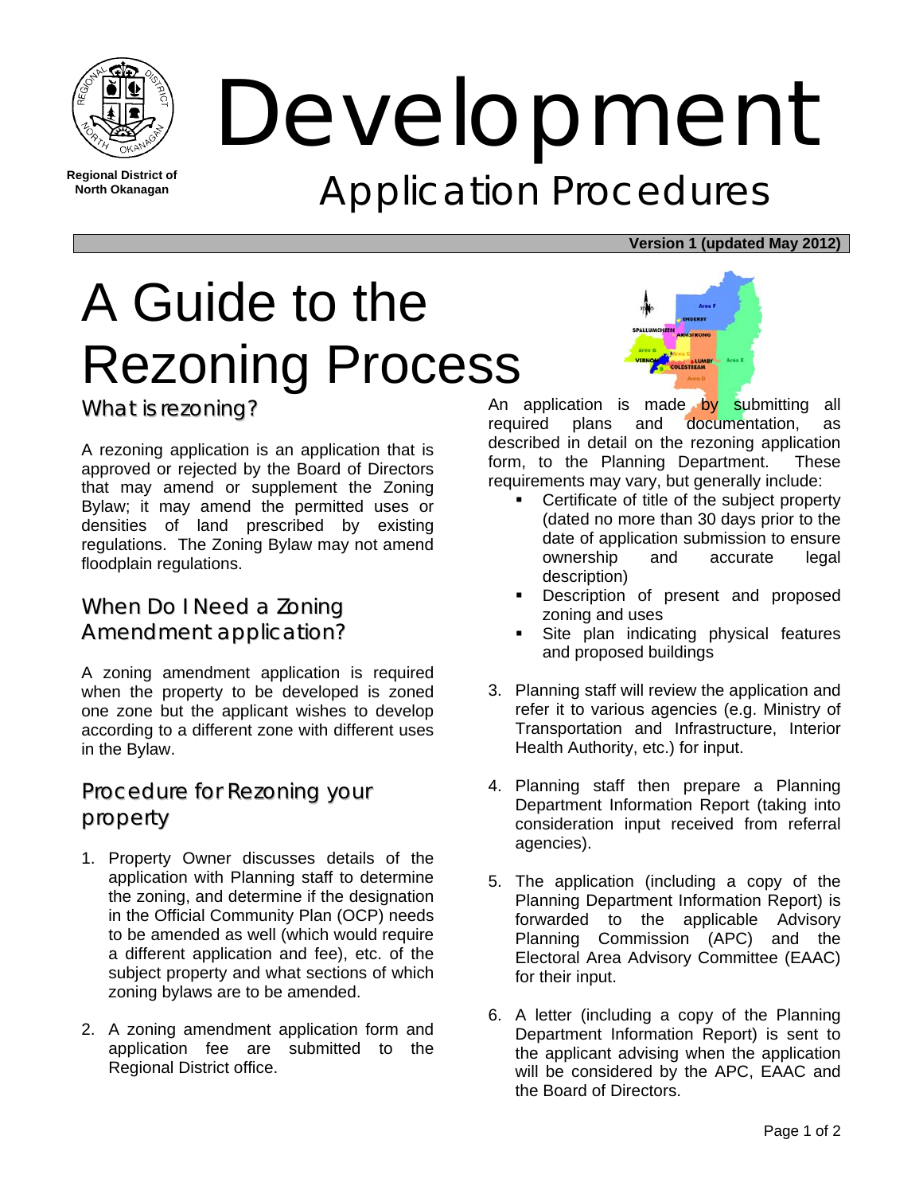Regional District of North Okanagan

# Development

## Application Procedures

**Version 1 (updated May 2012)**

# A Guide to the Rezoning Process

## What is rezoning?

A rezoning application is an application that is approved or rejected by the Board of Directors that may amend or supplement the Zoning Bylaw; it may amend the permitted uses or densities of land prescribed by existing regulations. The Zoning Bylaw may not amend floodplain regulations.

## When Do I Need a Zoning Amendment application?

A zoning amendment application is required when the property to be developed is zoned one zone but the applicant wishes to develop according to a different zone with different uses in the Bylaw.

## Procedure for Rezoning your property

1. Property Owner discusses details of the application with Planning staff to determine the zoning, and determine if the designation in the Official Community Plan (OCP) needs to be amended as well (which would require a different application and fee), etc. of the subject property and what sections of which zoning bylaws are to be amended.

2. A zoning amendment application form and application fee are submitted to the Regional District office.

   An application is made by submitting all required plans and documentation, as described in detail on the rezoning application form, to the Planning Department. These requirements may vary, but generally include:

   - Certificate of title of the subject property (dated no more than 30 days prior to the date of application submission to ensure ownership and accurate legal description)
   - Description of present and proposed zoning and uses
   - Site plan indicating physical features and proposed buildings

3. Planning staff will review the application and refer it to various agencies (e.g. Ministry of Transportation and Infrastructure, Interior Health Authority, etc.) for input.

4. Planning staff then prepare a Planning Department Information Report (taking into consideration input received from referral agencies).

5. The application (including a copy of the Planning Department Information Report) is forwarded to the applicable Advisory Planning Commission (APC) and the Electoral Area Advisory Committee (EAAC) for their input.

6. A letter (including a copy of the Planning Department Information Report) is sent to the applicant advising when the application will be considered by the APC, EAAC and the Board of Directors.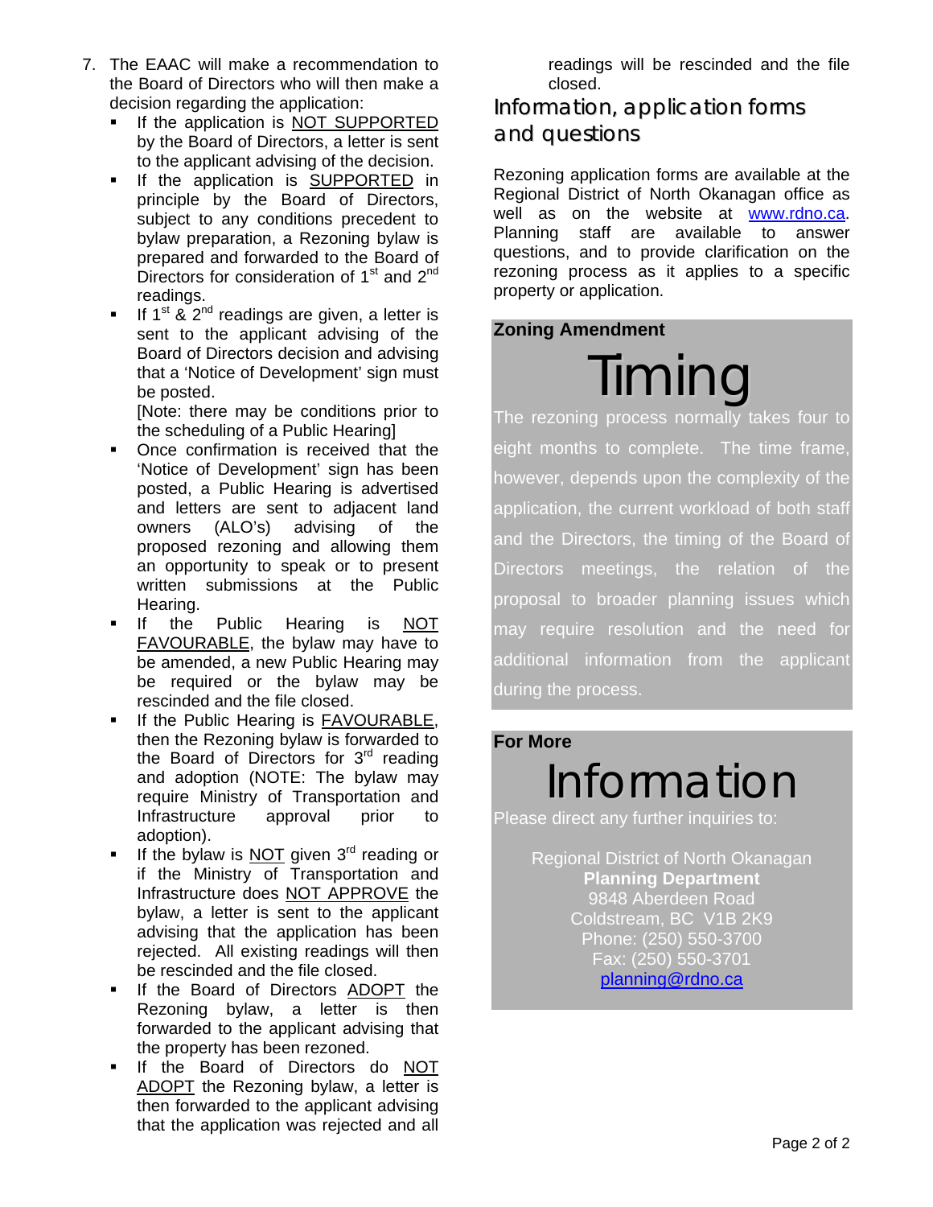7. The EAAC will make a recommendation to the Board of Directors who will then make a decision regarding the application:
   - If the application is NOT SUPPORTED by the Board of Directors, a letter is sent to the applicant advising of the decision.
   - If the application is SUPPORTED in principle by the Board of Directors, subject to any conditions precedent to bylaw preparation, a Rezoning bylaw is prepared and forwarded to the Board of Directors for consideration of 1st and 2nd readings.
   - If 1st & 2nd readings are given, a letter is sent to the applicant advising of the Board of Directors decision and advising that a 'Notice of Development' sign must be posted.
     [Note: there may be conditions prior to the scheduling of a Public Hearing]
   - Once confirmation is received that the 'Notice of Development' sign has been posted, a Public Hearing is advertised and letters are sent to adjacent land owners (ALO's) advising of the proposed rezoning and allowing them an opportunity to speak or to present written submissions at the Public Hearing.
   - If the Public Hearing is NOT FAVOURABLE, the bylaw may have to be amended, a new Public Hearing may be required or the bylaw may be rescinded and the file closed.
   - If the Public Hearing is FAVOURABLE, then the Rezoning bylaw is forwarded to the Board of Directors for 3rd reading and adoption (NOTE: The bylaw may require Ministry of Transportation and Infrastructure approval prior to adoption).
   - If the bylaw is NOT given 3rd reading or if the Ministry of Transportation and Infrastructure does NOT APPROVE the bylaw, a letter is sent to the applicant advising that the application has been rejected. All existing readings will then be rescinded and the file closed.
   - If the Board of Directors ADOPT the Rezoning bylaw, a letter is then forwarded to the applicant advising that the property has been rezoned.
   - If the Board of Directors do NOT ADOPT the Rezoning bylaw, a letter is then forwarded to the applicant advising that the application was rejected and all readings will be rescinded and the file closed.

## Information, application forms and questions

Rezoning application forms are available at the Regional District of North Okanagan office as well as on the website at www.rdno.ca. Planning staff are available to answer questions, and to provide clarification on the rezoning process as it applies to a specific property or application.

**Zoning Amendment**

# Timing

The rezoning process normally takes four to eight months to complete. The time frame, however, depends upon the complexity of the application, the current workload of both staff and the Directors, the timing of the Board of Directors meetings, the relation of the proposal to broader planning issues which may require resolution and the need for additional information from the applicant during the process.

**For More**

# Information

Please direct any further inquiries to:

Regional District of North Okanagan
**Planning Department**
9848 Aberdeen Road
Coldstream, BC V1B 2K9
Phone: (250) 550-3700
Fax: (250) 550-3701
planning@rdno.ca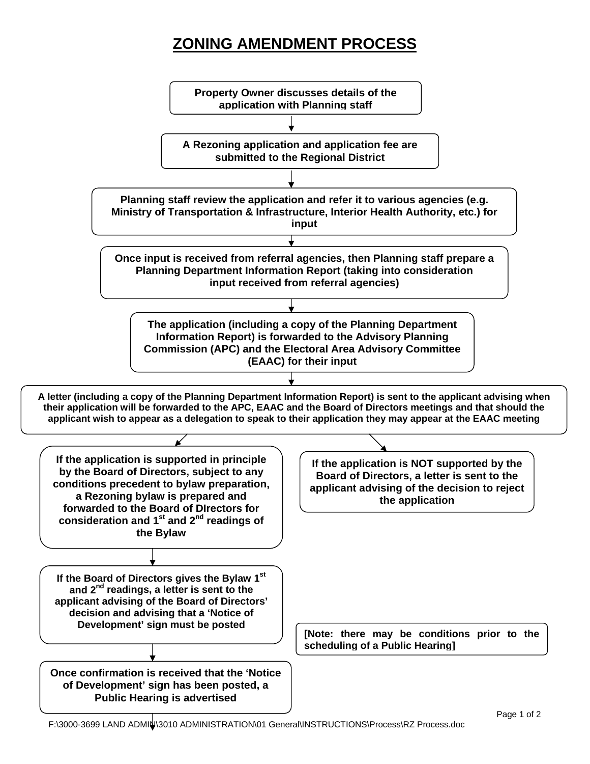# ZONING AMENDMENT PROCESS

**Property Owner discusses details of the application with Planning staff**

↓

**A Rezoning application and application fee are submitted to the Regional District**

↓

**Planning staff review the application and refer it to various agencies (e.g. Ministry of Transportation & Infrastructure, Interior Health Authority, etc.) for input**

↓

**Once input is received from referral agencies, then Planning staff prepare a Planning Department Information Report (taking into consideration input received from referral agencies)**

↓

**The application (including a copy of the Planning Department Information Report) is forwarded to the Advisory Planning Commission (APC) and the Electoral Area Advisory Committee (EAAC) for their input**

↓

**A letter (including a copy of the Planning Department Information Report) is sent to the applicant advising when their application will be forwarded to the APC, EAAC and the Board of Directors meetings and that should the applicant wish to appear as a delegation to speak to their application they may appear at the EAAC meeting**

↓

**If the application is supported in principle by the Board of Directors, subject to any conditions precedent to bylaw preparation, a Rezoning bylaw is prepared and forwarded to the Board of DIrectors for consideration and 1st and 2nd readings of the Bylaw**

↓

**If the Board of Directors gives the Bylaw 1st and 2nd readings, a letter is sent to the applicant advising of the Board of Directors' decision and advising that a 'Notice of Development' sign must be posted**

↓

**Once confirmation is received that the 'Notice of Development' sign has been posted, a Public Hearing is advertised**

↓

**If the application is NOT supported by the Board of Directors, a letter is sent to the applicant advising of the decision to reject the application**

**[Note: there may be conditions prior to the scheduling of a Public Hearing]**

F:\3000-3699 LAND ADMIN\3010 ADMINISTRATION\01 General\INSTRUCTIONS\Process\RZ Process.doc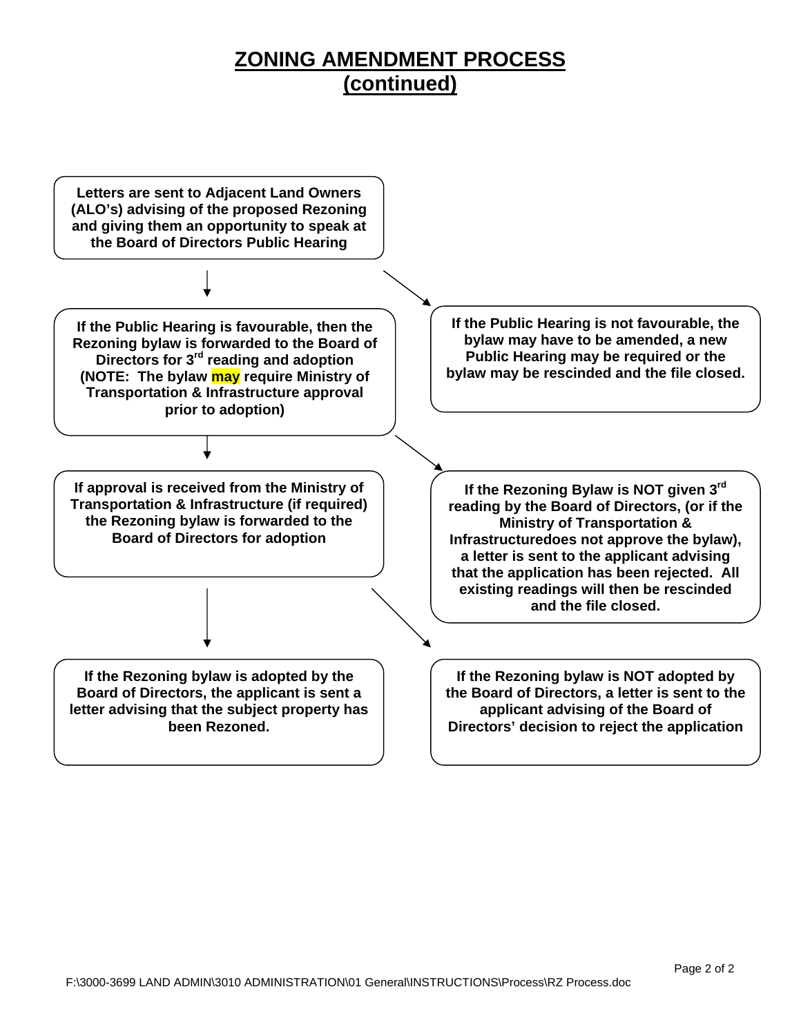# ZONING AMENDMENT PROCESS (continued)

**Letters are sent to Adjacent Land Owners (ALO's) advising of the proposed Rezoning and giving them an opportunity to speak at the Board of Directors Public Hearing**

**If the Public Hearing is favourable, then the Rezoning bylaw is forwarded to the Board of Directors for 3rd reading and adoption (NOTE: The bylaw may require Ministry of Transportation & Infrastructure approval prior to adoption)**

**If the Public Hearing is not favourable, the bylaw may have to be amended, a new Public Hearing may be required or the bylaw may be rescinded and the file closed.**

**If approval is received from the Ministry of Transportation & Infrastructure (if required) the Rezoning bylaw is forwarded to the Board of Directors for adoption**

**If the Rezoning Bylaw is NOT given 3rd reading by the Board of Directors, (or if the Ministry of Transportation & Infrastructuredoes not approve the bylaw), a letter is sent to the applicant advising that the application has been rejected. All existing readings will then be rescinded and the file closed.**

**If the Rezoning bylaw is adopted by the Board of Directors, the applicant is sent a letter advising that the subject property has been Rezoned.**

**If the Rezoning bylaw is NOT adopted by the Board of Directors, a letter is sent to the applicant advising of the Board of Directors' decision to reject the application**

F:\3000-3699 LAND ADMIN\3010 ADMINISTRATION\01 General\INSTRUCTIONS\Process\RZ Process.doc